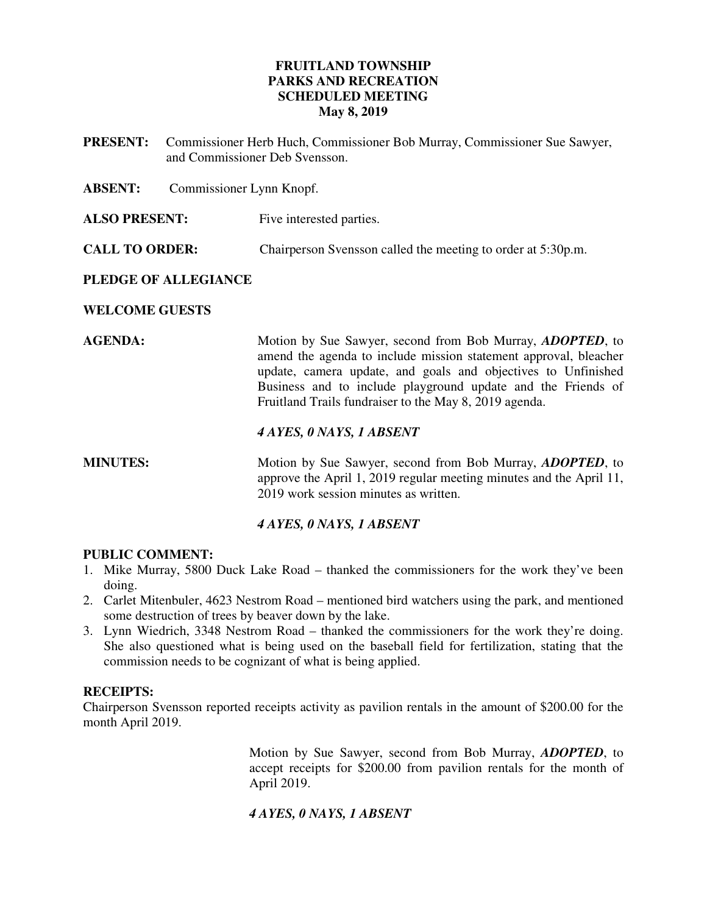# FRUITLAND TOWNSHIP
# PARKS AND RECREATION
# SCHEDULED MEETING
# May 8, 2019

**PRESENT:** Commissioner Herb Huch, Commissioner Bob Murray, Commissioner Sue Sawyer, and Commissioner Deb Svensson.

**ABSENT:** Commissioner Lynn Knopf.

**ALSO PRESENT:** Five interested parties.

**CALL TO ORDER:** Chairperson Svensson called the meeting to order at 5:30p.m.

**PLEDGE OF ALLEGIANCE**

**WELCOME GUESTS**

**AGENDA:** Motion by Sue Sawyer, second from Bob Murray, ***ADOPTED***, to amend the agenda to include mission statement approval, bleacher update, camera update, and goals and objectives to Unfinished Business and to include playground update and the Friends of Fruitland Trails fundraiser to the May 8, 2019 agenda.

***4 AYES, 0 NAYS, 1 ABSENT***

**MINUTES:** Motion by Sue Sawyer, second from Bob Murray, ***ADOPTED***, to approve the April 1, 2019 regular meeting minutes and the April 11, 2019 work session minutes as written.

***4 AYES, 0 NAYS, 1 ABSENT***

**PUBLIC COMMENT:**

1. Mike Murray, 5800 Duck Lake Road – thanked the commissioners for the work they've been doing.
2. Carlet Mitenbuler, 4623 Nestrom Road – mentioned bird watchers using the park, and mentioned some destruction of trees by beaver down by the lake.
3. Lynn Wiedrich, 3348 Nestrom Road – thanked the commissioners for the work they're doing. She also questioned what is being used on the baseball field for fertilization, stating that the commission needs to be cognizant of what is being applied.

**RECEIPTS:**

Chairperson Svensson reported receipts activity as pavilion rentals in the amount of $200.00 for the month April 2019.

Motion by Sue Sawyer, second from Bob Murray, ***ADOPTED***, to accept receipts for $200.00 from pavilion rentals for the month of April 2019.

***4 AYES, 0 NAYS, 1 ABSENT***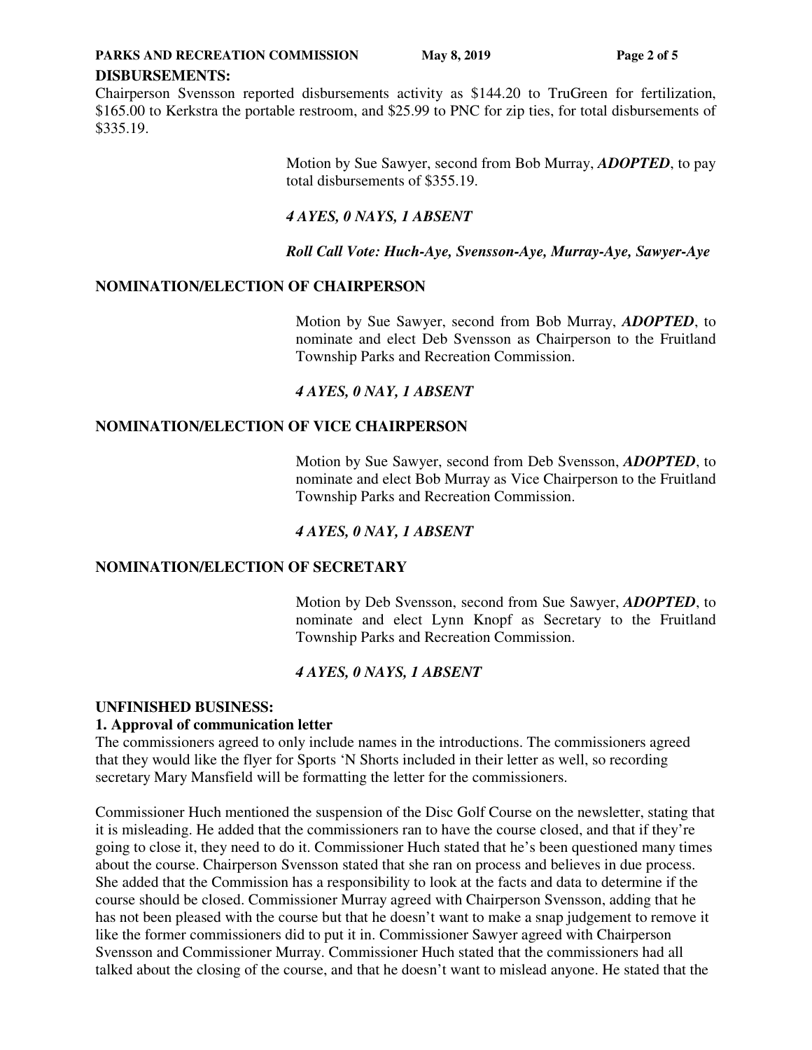**DISBURSEMENTS:**

Chairperson Svensson reported disbursements activity as $144.20 to TruGreen for fertilization, $165.00 to Kerkstra the portable restroom, and $25.99 to PNC for zip ties, for total disbursements of $335.19.

> Motion by Sue Sawyer, second from Bob Murray, ***ADOPTED***, to pay total disbursements of $355.19.
>
> ***4 AYES, 0 NAYS, 1 ABSENT***
>
> ***Roll Call Vote: Huch-Aye, Svensson-Aye, Murray-Aye, Sawyer-Aye***

**NOMINATION/ELECTION OF CHAIRPERSON**

> Motion by Sue Sawyer, second from Bob Murray, ***ADOPTED***, to nominate and elect Deb Svensson as Chairperson to the Fruitland Township Parks and Recreation Commission.
>
> ***4 AYES, 0 NAY, 1 ABSENT***

**NOMINATION/ELECTION OF VICE CHAIRPERSON**

> Motion by Sue Sawyer, second from Deb Svensson, ***ADOPTED***, to nominate and elect Bob Murray as Vice Chairperson to the Fruitland Township Parks and Recreation Commission.
>
> ***4 AYES, 0 NAY, 1 ABSENT***

**NOMINATION/ELECTION OF SECRETARY**

> Motion by Deb Svensson, second from Sue Sawyer, ***ADOPTED***, to nominate and elect Lynn Knopf as Secretary to the Fruitland Township Parks and Recreation Commission.
>
> ***4 AYES, 0 NAYS, 1 ABSENT***

**UNFINISHED BUSINESS:**

**1. Approval of communication letter**

The commissioners agreed to only include names in the introductions. The commissioners agreed that they would like the flyer for Sports 'N Shorts included in their letter as well, so recording secretary Mary Mansfield will be formatting the letter for the commissioners.

Commissioner Huch mentioned the suspension of the Disc Golf Course on the newsletter, stating that it is misleading. He added that the commissioners ran to have the course closed, and that if they're going to close it, they need to do it. Commissioner Huch stated that he's been questioned many times about the course. Chairperson Svensson stated that she ran on process and believes in due process. She added that the Commission has a responsibility to look at the facts and data to determine if the course should be closed. Commissioner Murray agreed with Chairperson Svensson, adding that he has not been pleased with the course but that he doesn't want to make a snap judgement to remove it like the former commissioners did to put it in. Commissioner Sawyer agreed with Chairperson Svensson and Commissioner Murray. Commissioner Huch stated that the commissioners had all talked about the closing of the course, and that he doesn't want to mislead anyone. He stated that the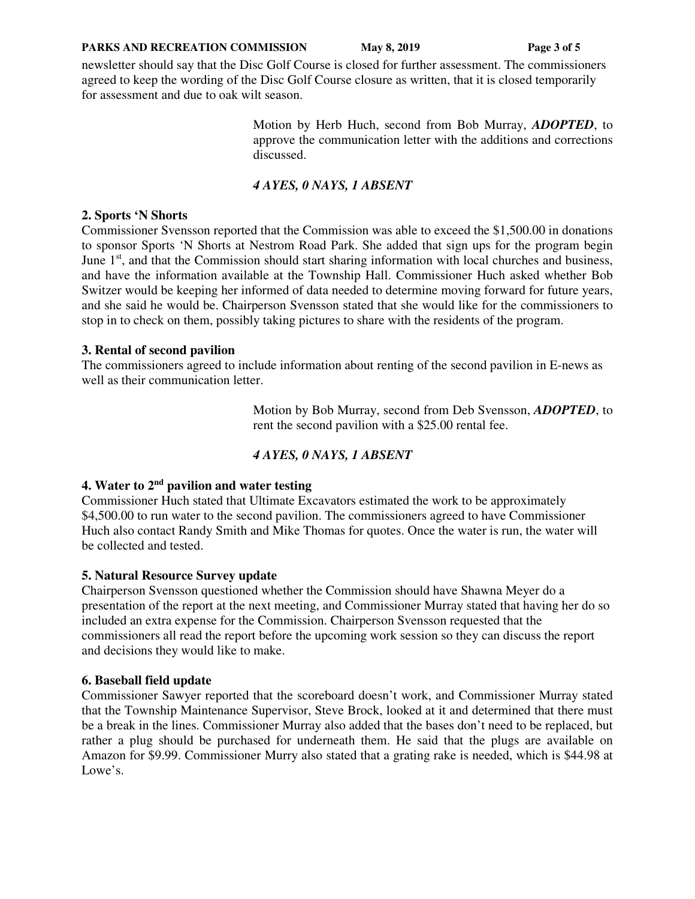newsletter should say that the Disc Golf Course is closed for further assessment. The commissioners agreed to keep the wording of the Disc Golf Course closure as written, that it is closed temporarily for assessment and due to oak wilt season.

Motion by Herb Huch, second from Bob Murray, ***ADOPTED***, to approve the communication letter with the additions and corrections discussed.

***4 AYES, 0 NAYS, 1 ABSENT***

**2. Sports 'N Shorts**

Commissioner Svensson reported that the Commission was able to exceed the $1,500.00 in donations to sponsor Sports 'N Shorts at Nestrom Road Park. She added that sign ups for the program begin June 1st, and that the Commission should start sharing information with local churches and business, and have the information available at the Township Hall. Commissioner Huch asked whether Bob Switzer would be keeping her informed of data needed to determine moving forward for future years, and she said he would be. Chairperson Svensson stated that she would like for the commissioners to stop in to check on them, possibly taking pictures to share with the residents of the program.

**3. Rental of second pavilion**

The commissioners agreed to include information about renting of the second pavilion in E-news as well as their communication letter.

Motion by Bob Murray, second from Deb Svensson, ***ADOPTED***, to rent the second pavilion with a $25.00 rental fee.

***4 AYES, 0 NAYS, 1 ABSENT***

**4. Water to 2nd pavilion and water testing**

Commissioner Huch stated that Ultimate Excavators estimated the work to be approximately $4,500.00 to run water to the second pavilion. The commissioners agreed to have Commissioner Huch also contact Randy Smith and Mike Thomas for quotes. Once the water is run, the water will be collected and tested.

**5. Natural Resource Survey update**

Chairperson Svensson questioned whether the Commission should have Shawna Meyer do a presentation of the report at the next meeting, and Commissioner Murray stated that having her do so included an extra expense for the Commission. Chairperson Svensson requested that the commissioners all read the report before the upcoming work session so they can discuss the report and decisions they would like to make.

**6. Baseball field update**

Commissioner Sawyer reported that the scoreboard doesn't work, and Commissioner Murray stated that the Township Maintenance Supervisor, Steve Brock, looked at it and determined that there must be a break in the lines. Commissioner Murray also added that the bases don't need to be replaced, but rather a plug should be purchased for underneath them. He said that the plugs are available on Amazon for $9.99. Commissioner Murry also stated that a grating rake is needed, which is $44.98 at Lowe's.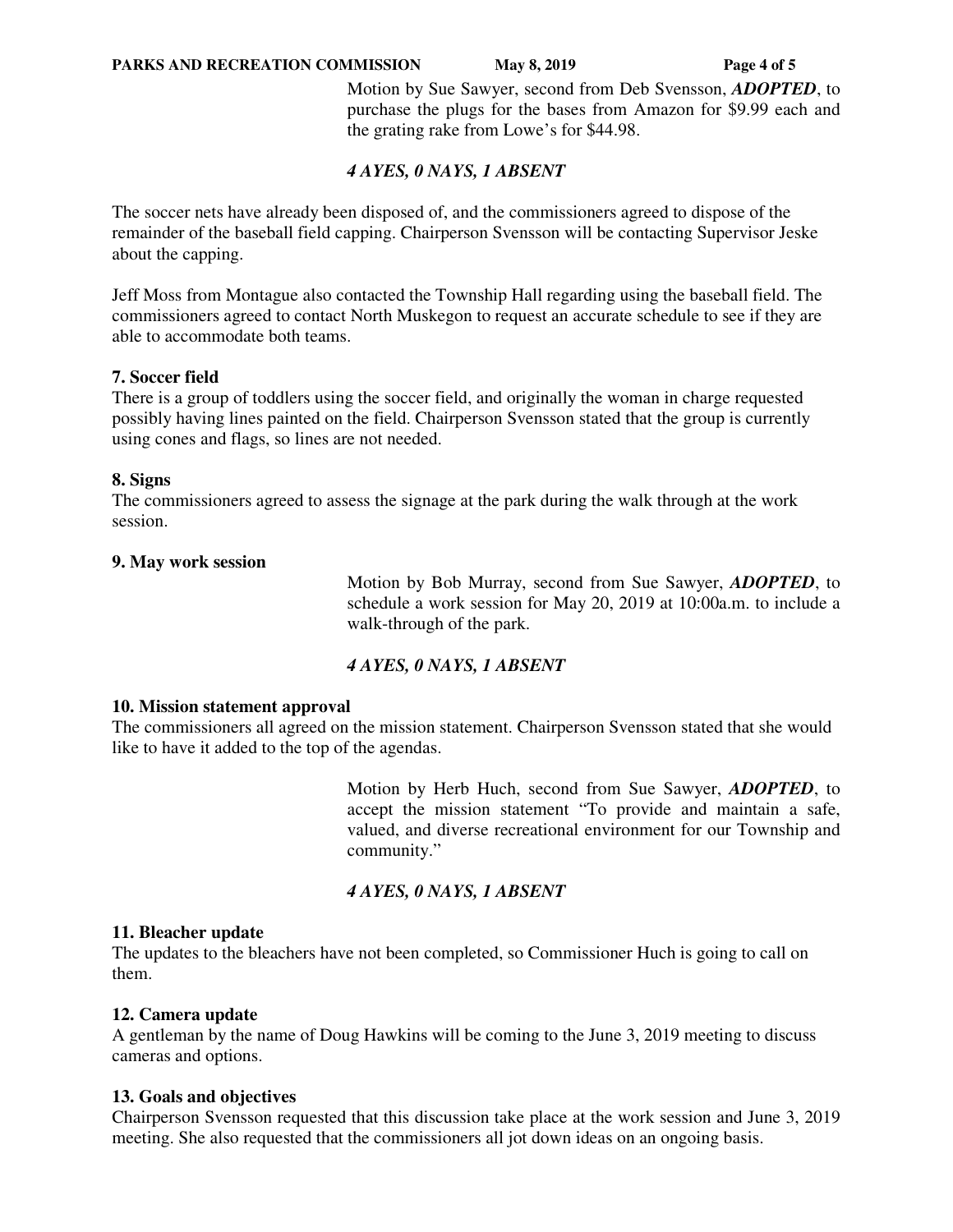Motion by Sue Sawyer, second from Deb Svensson, ***ADOPTED***, to purchase the plugs for the bases from Amazon for $9.99 each and the grating rake from Lowe's for $44.98.

***4 AYES, 0 NAYS, 1 ABSENT***

The soccer nets have already been disposed of, and the commissioners agreed to dispose of the remainder of the baseball field capping. Chairperson Svensson will be contacting Supervisor Jeske about the capping.

Jeff Moss from Montague also contacted the Township Hall regarding using the baseball field. The commissioners agreed to contact North Muskegon to request an accurate schedule to see if they are able to accommodate both teams.

**7. Soccer field**

There is a group of toddlers using the soccer field, and originally the woman in charge requested possibly having lines painted on the field. Chairperson Svensson stated that the group is currently using cones and flags, so lines are not needed.

**8. Signs**

The commissioners agreed to assess the signage at the park during the walk through at the work session.

**9. May work session**

Motion by Bob Murray, second from Sue Sawyer, ***ADOPTED***, to schedule a work session for May 20, 2019 at 10:00a.m. to include a walk-through of the park.

***4 AYES, 0 NAYS, 1 ABSENT***

**10. Mission statement approval**

The commissioners all agreed on the mission statement. Chairperson Svensson stated that she would like to have it added to the top of the agendas.

Motion by Herb Huch, second from Sue Sawyer, ***ADOPTED***, to accept the mission statement "To provide and maintain a safe, valued, and diverse recreational environment for our Township and community."

***4 AYES, 0 NAYS, 1 ABSENT***

**11. Bleacher update**

The updates to the bleachers have not been completed, so Commissioner Huch is going to call on them.

**12. Camera update**

A gentleman by the name of Doug Hawkins will be coming to the June 3, 2019 meeting to discuss cameras and options.

**13. Goals and objectives**

Chairperson Svensson requested that this discussion take place at the work session and June 3, 2019 meeting. She also requested that the commissioners all jot down ideas on an ongoing basis.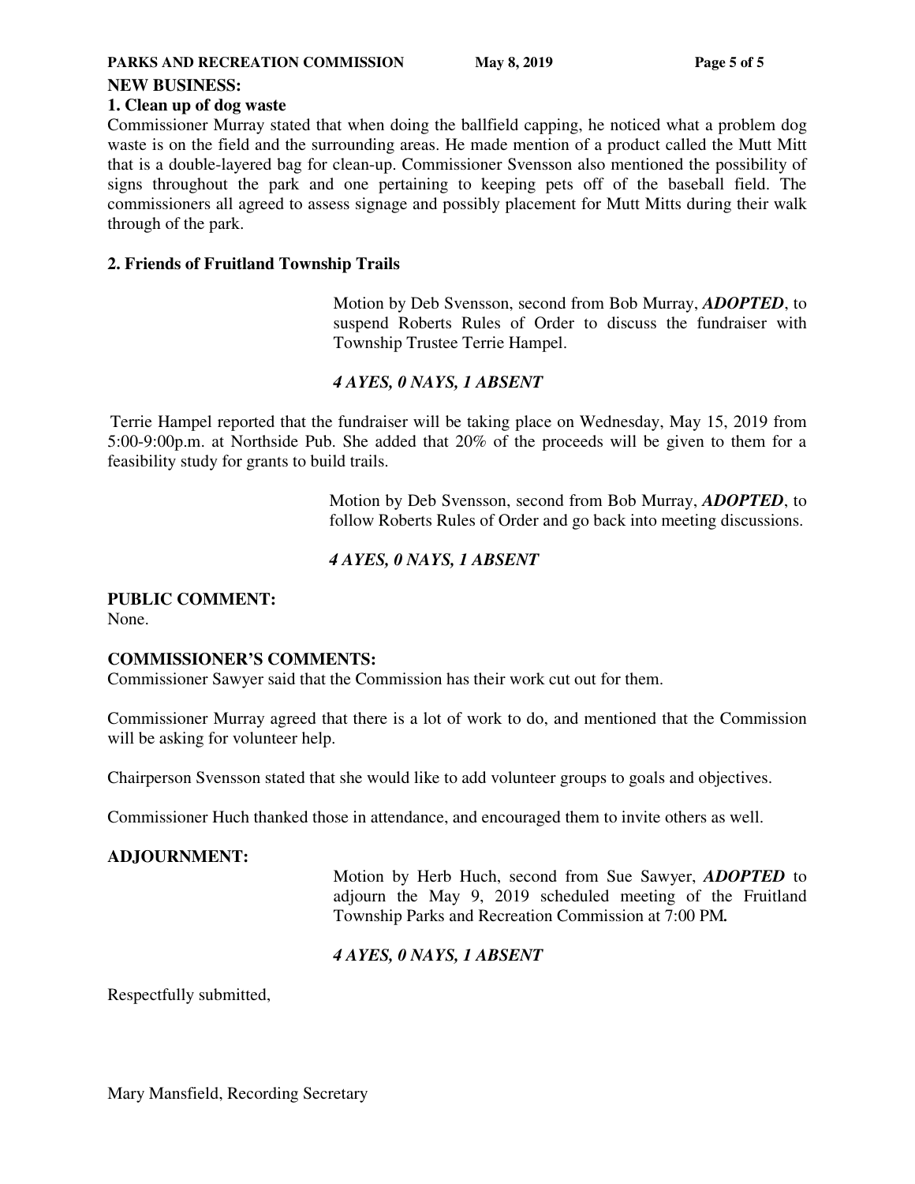**NEW BUSINESS:**

**1. Clean up of dog waste**

Commissioner Murray stated that when doing the ballfield capping, he noticed what a problem dog waste is on the field and the surrounding areas. He made mention of a product called the Mutt Mitt that is a double-layered bag for clean-up. Commissioner Svensson also mentioned the possibility of signs throughout the park and one pertaining to keeping pets off of the baseball field. The commissioners all agreed to assess signage and possibly placement for Mutt Mitts during their walk through of the park.

**2. Friends of Fruitland Township Trails**

Motion by Deb Svensson, second from Bob Murray, ***ADOPTED***, to suspend Roberts Rules of Order to discuss the fundraiser with Township Trustee Terrie Hampel.

***4 AYES, 0 NAYS, 1 ABSENT***

Terrie Hampel reported that the fundraiser will be taking place on Wednesday, May 15, 2019 from 5:00-9:00p.m. at Northside Pub. She added that 20% of the proceeds will be given to them for a feasibility study for grants to build trails.

Motion by Deb Svensson, second from Bob Murray, ***ADOPTED***, to follow Roberts Rules of Order and go back into meeting discussions.

***4 AYES, 0 NAYS, 1 ABSENT***

**PUBLIC COMMENT:**

None.

**COMMISSIONER'S COMMENTS:**

Commissioner Sawyer said that the Commission has their work cut out for them.

Commissioner Murray agreed that there is a lot of work to do, and mentioned that the Commission will be asking for volunteer help.

Chairperson Svensson stated that she would like to add volunteer groups to goals and objectives.

Commissioner Huch thanked those in attendance, and encouraged them to invite others as well.

**ADJOURNMENT:**

Motion by Herb Huch, second from Sue Sawyer, ***ADOPTED*** to adjourn the May 9, 2019 scheduled meeting of the Fruitland Township Parks and Recreation Commission at 7:00 PM**.**

***4 AYES, 0 NAYS, 1 ABSENT***

Respectfully submitted,

Mary Mansfield, Recording Secretary